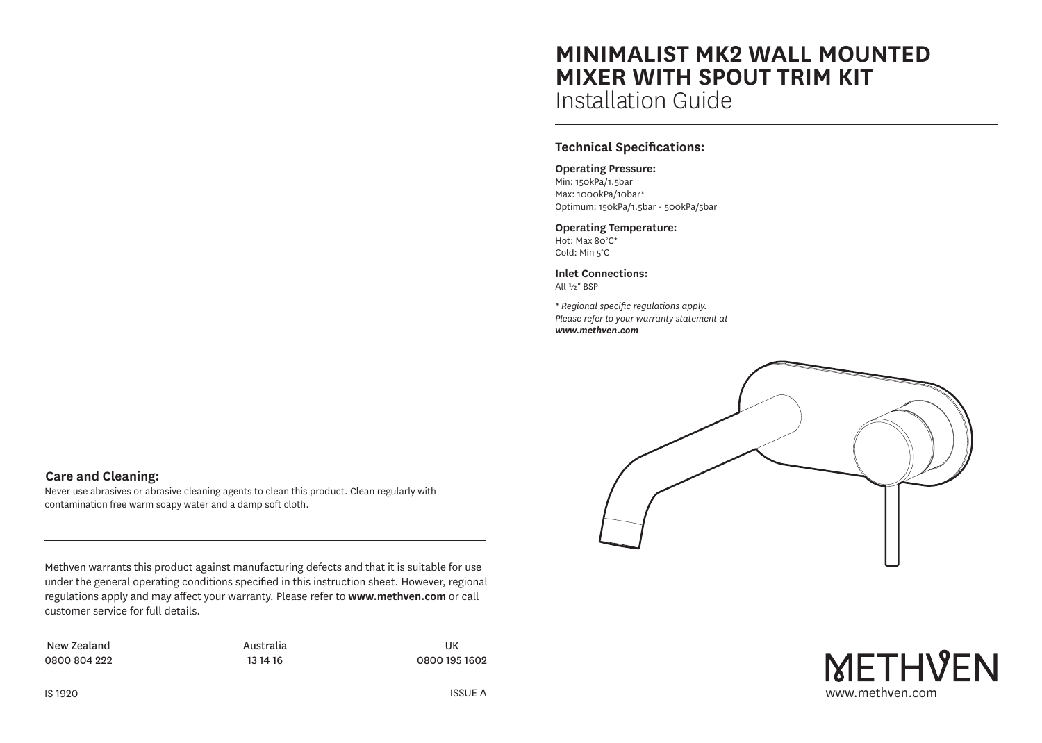# MINIMALIST MK2 WALL MOUNTED MIXER WITH SPOUT TRIM KIT

Installation Guide

## Technical Specifications:

**Operating Pressure:**
Min: 150kPa/1.5bar
Max: 1000kPa/10bar*
Optimum: 150kPa/1.5bar - 500kPa/5bar

**Operating Temperature:**
Hot: Max 80°C*
Cold: Min 5°C

**Inlet Connections:**
All ½" BSP

*\* Regional specific regulations apply. Please refer to your warranty statement at* ***www.methven.com***

## Care and Cleaning:

Never use abrasives or abrasive cleaning agents to clean this product. Clean regularly with contamination free warm soapy water and a damp soft cloth.

---

Methven warrants this product against manufacturing defects and that it is suitable for use under the general operating conditions specified in this instruction sheet. However, regional regulations apply and may affect your warranty. Please refer to **www.methven.com** or call customer service for full details.

| New Zealand | Australia | UK |
| --- | --- | --- |
| 0800 804 222 | 13 14 16 | 0800 195 1602 |

IS 1920 ISSUE A

METHVEN
www.methven.com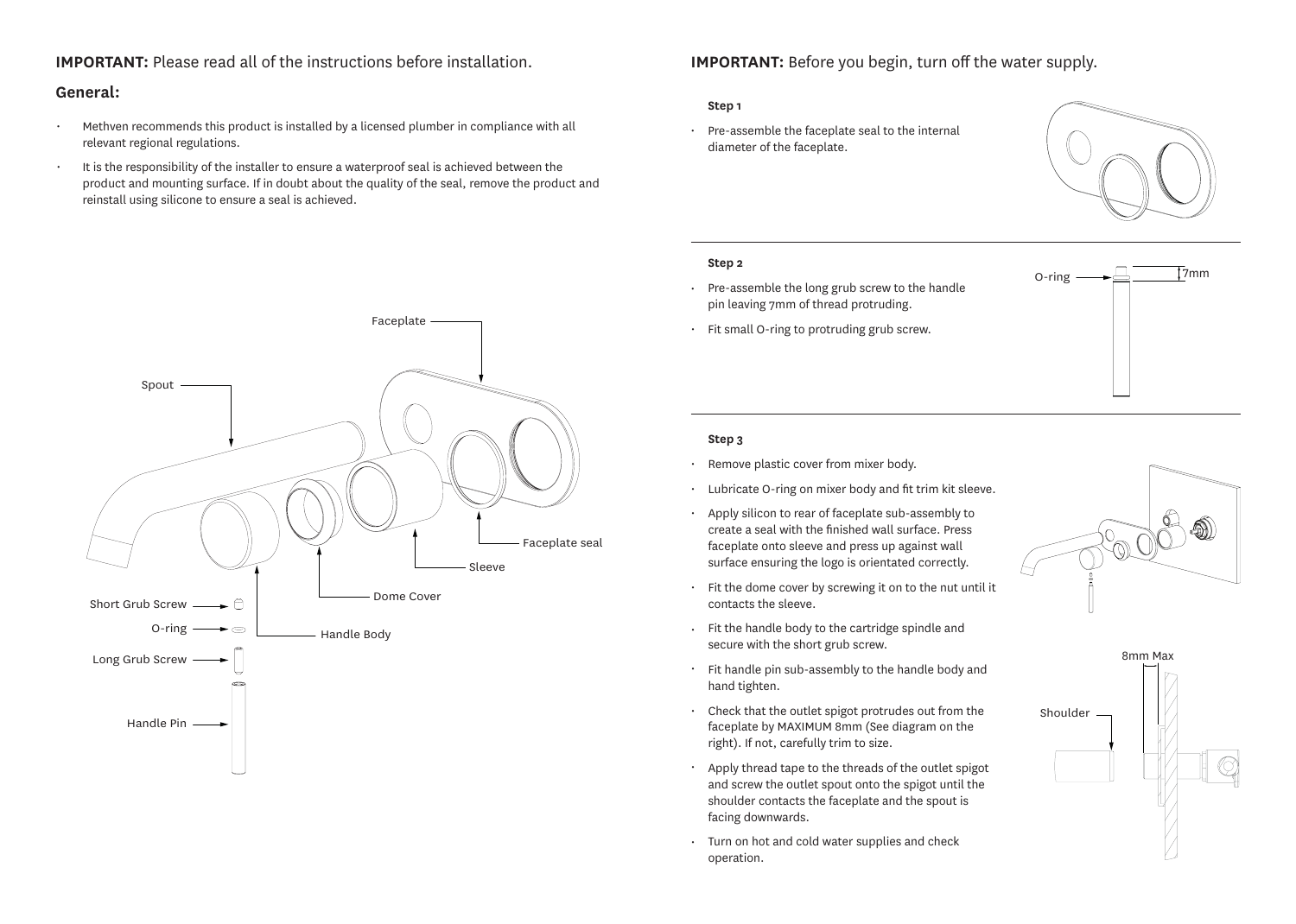**IMPORTANT:** Please read all of the instructions before installation.

## General:

- Methven recommends this product is installed by a licensed plumber in compliance with all relevant regional regulations.
- It is the responsibility of the installer to ensure a waterproof seal is achieved between the product and mounting surface. If in doubt about the quality of the seal, remove the product and reinstall using silicone to ensure a seal is achieved.

Faceplate

Spout

Faceplate seal

Sleeve

Dome Cover

Short Grub Screw

O-ring

Handle Body

Long Grub Screw

Handle Pin

**IMPORTANT:** Before you begin, turn off the water supply.

**Step 1**

- Pre-assemble the faceplate seal to the internal diameter of the faceplate.

**Step 2**

- Pre-assemble the long grub screw to the handle pin leaving 7mm of thread protruding.
- Fit small O-ring to protruding grub screw.

O-ring

7mm

**Step 3**

- Remove plastic cover from mixer body.
- Lubricate O-ring on mixer body and fit trim kit sleeve.
- Apply silicon to rear of faceplate sub-assembly to create a seal with the finished wall surface. Press faceplate onto sleeve and press up against wall surface ensuring the logo is orientated correctly.
- Fit the dome cover by screwing it on to the nut until it contacts the sleeve.
- Fit the handle body to the cartridge spindle and secure with the short grub screw.
- Fit handle pin sub-assembly to the handle body and hand tighten.
- Check that the outlet spigot protrudes out from the faceplate by MAXIMUM 8mm (See diagram on the right). If not, carefully trim to size.
- Apply thread tape to the threads of the outlet spigot and screw the outlet spout onto the spigot until the shoulder contacts the faceplate and the spout is facing downwards.
- Turn on hot and cold water supplies and check operation.

8mm Max

Shoulder